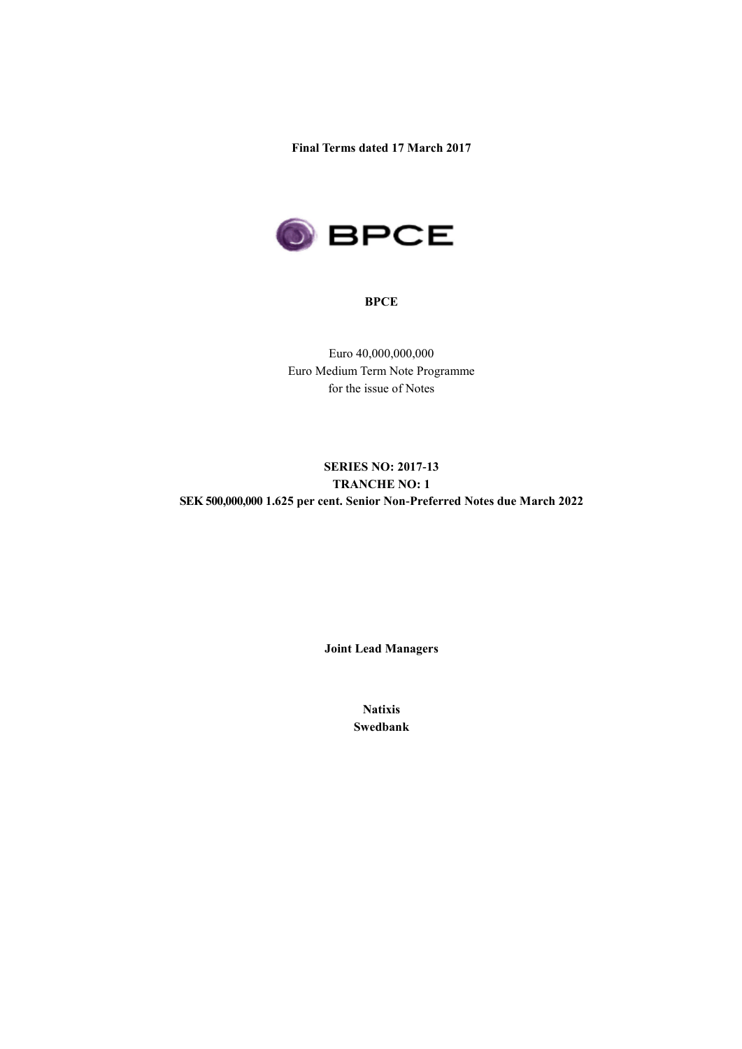**Final Terms dated 17 March 2017**

**BPCE**

Euro 40,000,000,000
Euro Medium Term Note Programme
for the issue of Notes

**SERIES NO: 2017-13**
**TRANCHE NO: 1**
**SEK 500,000,000 1.625 per cent. Senior Non-Preferred Notes due March 2022**

**Joint Lead Managers**

**Natixis**
**Swedbank**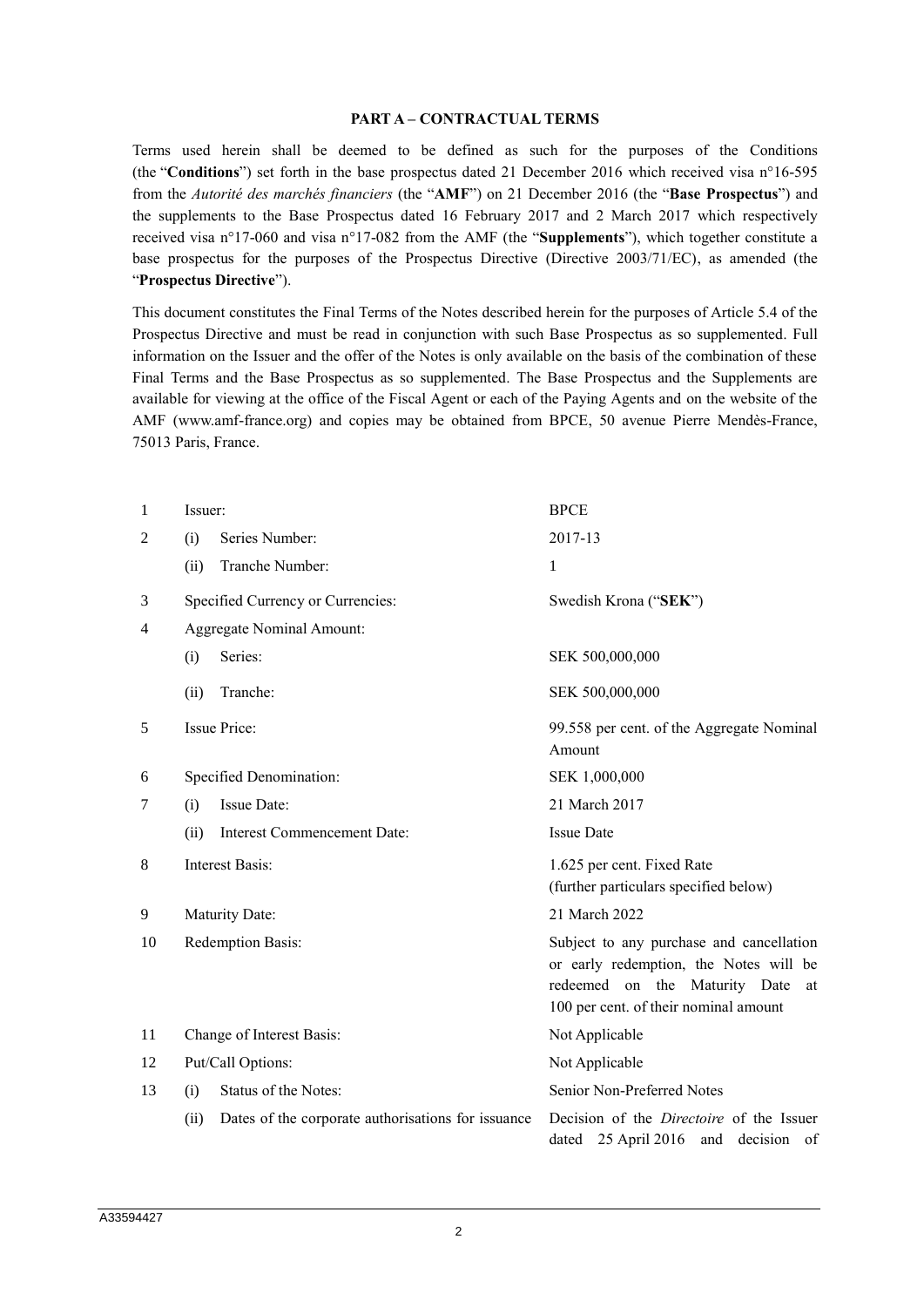### PART A – CONTRACTUAL TERMS

Terms used herein shall be deemed to be defined as such for the purposes of the Conditions (the "**Conditions**") set forth in the base prospectus dated 21 December 2016 which received visa n°16-595 from the *Autorité des marchés financiers* (the "**AMF**") on 21 December 2016 (the "**Base Prospectus**") and the supplements to the Base Prospectus dated 16 February 2017 and 2 March 2017 which respectively received visa n°17-060 and visa n°17-082 from the AMF (the "**Supplements**"), which together constitute a base prospectus for the purposes of the Prospectus Directive (Directive 2003/71/EC), as amended (the "**Prospectus Directive**").

This document constitutes the Final Terms of the Notes described herein for the purposes of Article 5.4 of the Prospectus Directive and must be read in conjunction with such Base Prospectus as so supplemented. Full information on the Issuer and the offer of the Notes is only available on the basis of the combination of these Final Terms and the Base Prospectus as so supplemented. The Base Prospectus and the Supplements are available for viewing at the office of the Fiscal Agent or each of the Paying Agents and on the website of the AMF (www.amf-france.org) and copies may be obtained from BPCE, 50 avenue Pierre Mendès-France, 75013 Paris, France.

| | | |
|---|---|---|
| 1 | Issuer: | BPCE |
| 2 | (i) Series Number: | 2017-13 |
| | (ii) Tranche Number: | 1 |
| 3 | Specified Currency or Currencies: | Swedish Krona ("**SEK**") |
| 4 | Aggregate Nominal Amount: | |
| | (i) Series: | SEK 500,000,000 |
| | (ii) Tranche: | SEK 500,000,000 |
| 5 | Issue Price: | 99.558 per cent. of the Aggregate Nominal Amount |
| 6 | Specified Denomination: | SEK 1,000,000 |
| 7 | (i) Issue Date: | 21 March 2017 |
| | (ii) Interest Commencement Date: | Issue Date |
| 8 | Interest Basis: | 1.625 per cent. Fixed Rate (further particulars specified below) |
| 9 | Maturity Date: | 21 March 2022 |
| 10 | Redemption Basis: | Subject to any purchase and cancellation or early redemption, the Notes will be redeemed on the Maturity Date at 100 per cent. of their nominal amount |
| 11 | Change of Interest Basis: | Not Applicable |
| 12 | Put/Call Options: | Not Applicable |
| 13 | (i) Status of the Notes: | Senior Non-Preferred Notes |
| | (ii) Dates of the corporate authorisations for issuance | Decision of the *Directoire* of the Issuer dated 25 April 2016 and decision of |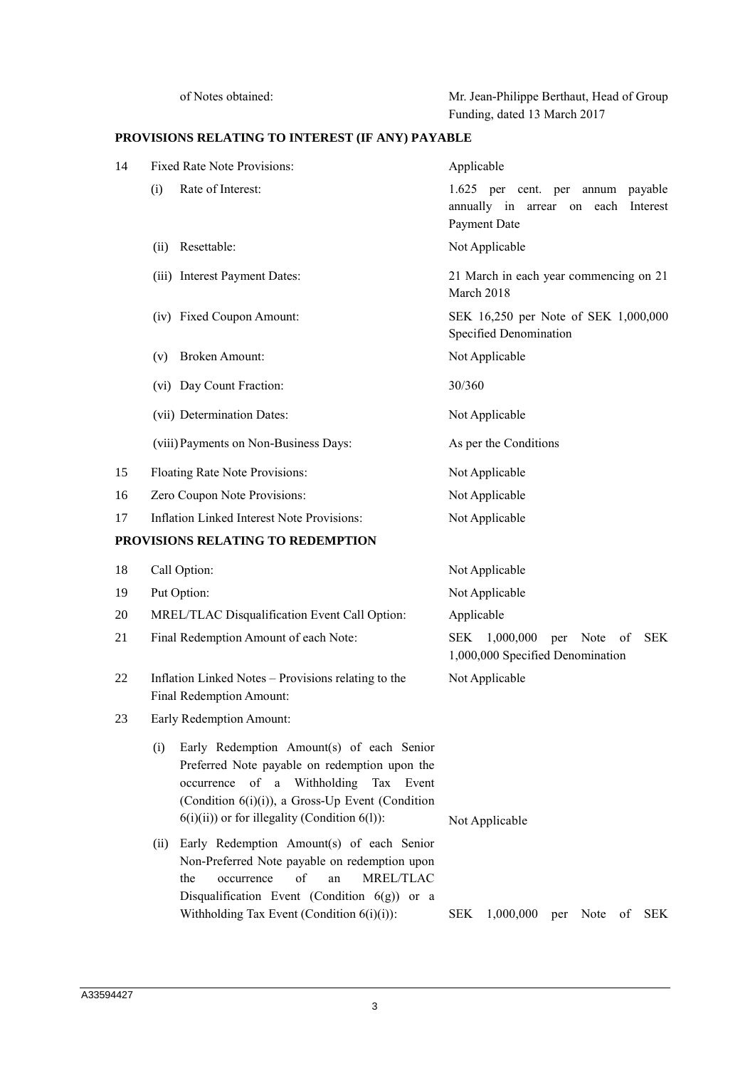| | | |
|---|---|---|
| | of Notes obtained: | Mr. Jean-Philippe Berthaut, Head of Group Funding, dated 13 March 2017 |

**PROVISIONS RELATING TO INTEREST (IF ANY) PAYABLE**

| | | |
|---|---|---|
| 14 | Fixed Rate Note Provisions: | Applicable |
| | (i) Rate of Interest: | 1.625 per cent. per annum payable annually in arrear on each Interest Payment Date |
| | (ii) Resettable: | Not Applicable |
| | (iii) Interest Payment Dates: | 21 March in each year commencing on 21 March 2018 |
| | (iv) Fixed Coupon Amount: | SEK 16,250 per Note of SEK 1,000,000 Specified Denomination |
| | (v) Broken Amount: | Not Applicable |
| | (vi) Day Count Fraction: | 30/360 |
| | (vii) Determination Dates: | Not Applicable |
| | (viii) Payments on Non-Business Days: | As per the Conditions |
| 15 | Floating Rate Note Provisions: | Not Applicable |
| 16 | Zero Coupon Note Provisions: | Not Applicable |
| 17 | Inflation Linked Interest Note Provisions: | Not Applicable |

**PROVISIONS RELATING TO REDEMPTION**

| | | |
|---|---|---|
| 18 | Call Option: | Not Applicable |
| 19 | Put Option: | Not Applicable |
| 20 | MREL/TLAC Disqualification Event Call Option: | Applicable |
| 21 | Final Redemption Amount of each Note: | SEK 1,000,000 per Note of SEK 1,000,000 Specified Denomination |
| 22 | Inflation Linked Notes – Provisions relating to the Final Redemption Amount: | Not Applicable |
| 23 | Early Redemption Amount: | |
| | (i) Early Redemption Amount(s) of each Senior Preferred Note payable on redemption upon the occurrence of a Withholding Tax Event (Condition 6(i)(i)), a Gross-Up Event (Condition 6(i)(ii)) or for illegality (Condition 6(l)): | Not Applicable |
| | (ii) Early Redemption Amount(s) of each Senior Non-Preferred Note payable on redemption upon the occurrence of an MREL/TLAC Disqualification Event (Condition 6(g)) or a Withholding Tax Event (Condition 6(i)(i)): | SEK 1,000,000 per Note of SEK |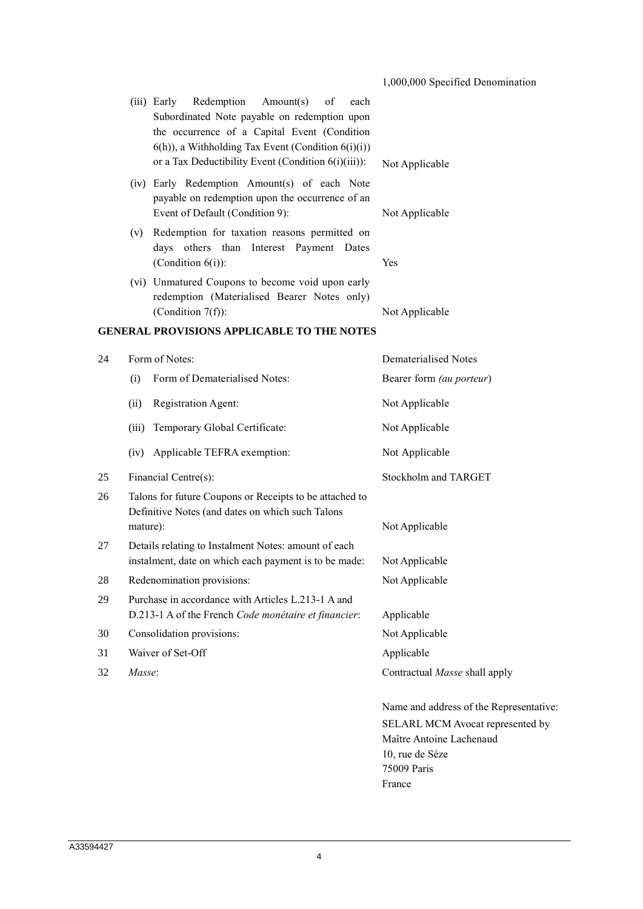| | | |
|---|---|---|
| | | 1,000,000 Specified Denomination |
| | (iii) Early Redemption Amount(s) of each Subordinated Note payable on redemption upon the occurrence of a Capital Event (Condition 6(h)), a Withholding Tax Event (Condition 6(i)(i)) or a Tax Deductibility Event (Condition 6(i)(iii)): | Not Applicable |
| | (iv) Early Redemption Amount(s) of each Note payable on redemption upon the occurrence of an Event of Default (Condition 9): | Not Applicable |
| | (v) Redemption for taxation reasons permitted on days others than Interest Payment Dates (Condition 6(i)): | Yes |
| | (vi) Unmatured Coupons to become void upon early redemption (Materialised Bearer Notes only) (Condition 7(f)): | Not Applicable |

**GENERAL PROVISIONS APPLICABLE TO THE NOTES**

| | | |
|---|---|---|
| 24 | Form of Notes: | Dematerialised Notes |
| | (i) Form of Dematerialised Notes: | Bearer form *(au porteur)* |
| | (ii) Registration Agent: | Not Applicable |
| | (iii) Temporary Global Certificate: | Not Applicable |
| | (iv) Applicable TEFRA exemption: | Not Applicable |
| 25 | Financial Centre(s): | Stockholm and TARGET |
| 26 | Talons for future Coupons or Receipts to be attached to Definitive Notes (and dates on which such Talons mature): | Not Applicable |
| 27 | Details relating to Instalment Notes: amount of each instalment, date on which each payment is to be made: | Not Applicable |
| 28 | Redenomination provisions: | Not Applicable |
| 29 | Purchase in accordance with Articles L.213-1 A and D.213-1 A of the French *Code monétaire et financier*: | Applicable |
| 30 | Consolidation provisions: | Not Applicable |
| 31 | Waiver of Set-Off | Applicable |
| 32 | *Masse*: | Contractual *Masse* shall apply<br><br>Name and address of the Representative:<br>SELARL MCM Avocat represented by<br>Maître Antoine Lachenaud<br>10, rue de Sèze<br>75009 Paris<br>France |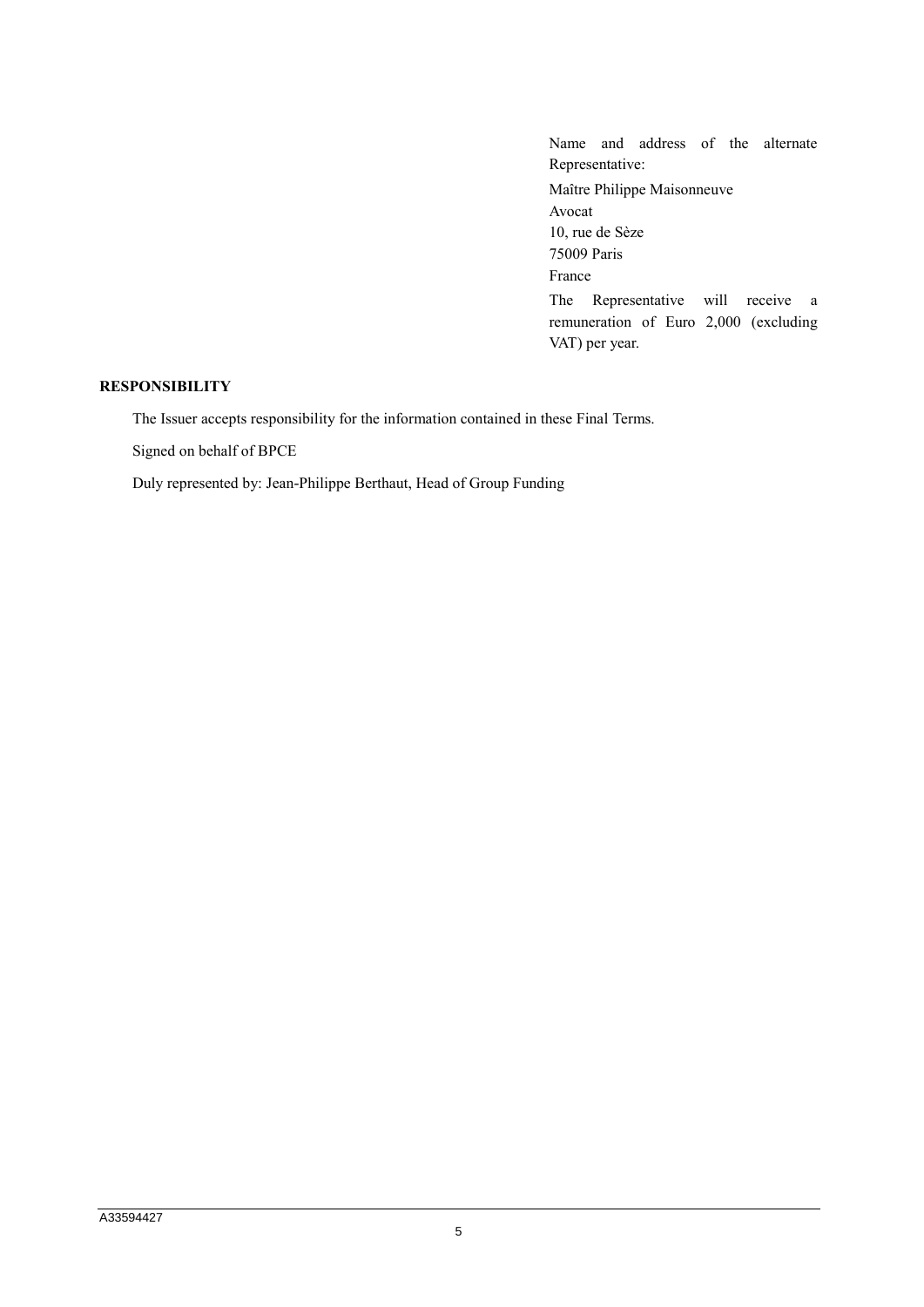Name and address of the alternate Representative:

Maître Philippe Maisonneuve
Avocat
10, rue de Sèze
75009 Paris
France

The Representative will receive a remuneration of Euro 2,000 (excluding VAT) per year.

**RESPONSIBILITY**

The Issuer accepts responsibility for the information contained in these Final Terms.

Signed on behalf of BPCE

Duly represented by: Jean-Philippe Berthaut, Head of Group Funding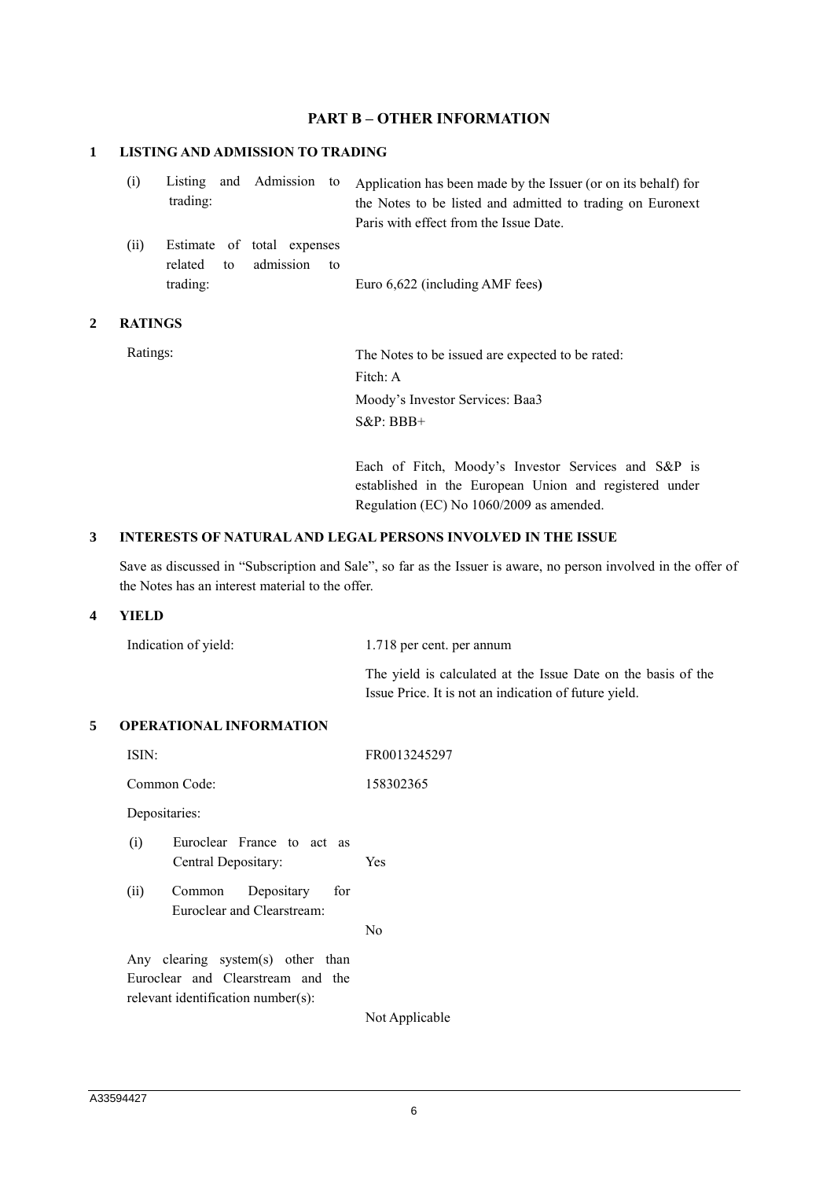## PART B – OTHER INFORMATION

### 1 LISTING AND ADMISSION TO TRADING

| | |
|---|---|
| (i) Listing and Admission to trading: | Application has been made by the Issuer (or on its behalf) for the Notes to be listed and admitted to trading on Euronext Paris with effect from the Issue Date. |
| (ii) Estimate of total expenses related to admission to trading: | Euro 6,622 (including AMF fees**)** |

### 2 RATINGS

| | |
|---|---|
| Ratings: | The Notes to be issued are expected to be rated:<br>Fitch: A<br>Moody's Investor Services: Baa3<br>S&P: BBB+<br><br>Each of Fitch, Moody's Investor Services and S&P is established in the European Union and registered under Regulation (EC) No 1060/2009 as amended. |

### 3 INTERESTS OF NATURAL AND LEGAL PERSONS INVOLVED IN THE ISSUE

Save as discussed in "Subscription and Sale", so far as the Issuer is aware, no person involved in the offer of the Notes has an interest material to the offer.

### 4 YIELD

| | |
|---|---|
| Indication of yield: | 1.718 per cent. per annum<br><br>The yield is calculated at the Issue Date on the basis of the Issue Price. It is not an indication of future yield. |

### 5 OPERATIONAL INFORMATION

| | |
|---|---|
| ISIN: | FR0013245297 |
| Common Code: | 158302365 |
| Depositaries: | |
| (i) Euroclear France to act as Central Depositary: | Yes |
| (ii) Common Depositary for Euroclear and Clearstream: | No |
| Any clearing system(s) other than Euroclear and Clearstream and the relevant identification number(s): | Not Applicable |

A33594427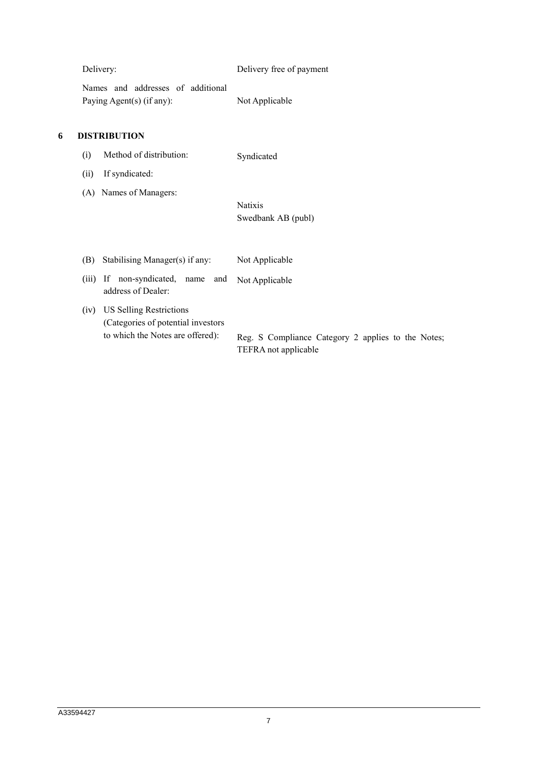| | |
|---|---|
| Delivery: | Delivery free of payment |
| Names and addresses of additional Paying Agent(s) (if any): | Not Applicable |

## 6 DISTRIBUTION

| | |
|---|---|
| (i) Method of distribution: | Syndicated |
| (ii) If syndicated: | |
| (A) Names of Managers: | Natixis<br>Swedbank AB (publ) |
| (B) Stabilising Manager(s) if any: | Not Applicable |
| (iii) If non-syndicated, name and address of Dealer: | Not Applicable |
| (iv) US Selling Restrictions (Categories of potential investors to which the Notes are offered): | Reg. S Compliance Category 2 applies to the Notes; TEFRA not applicable |

A33594427